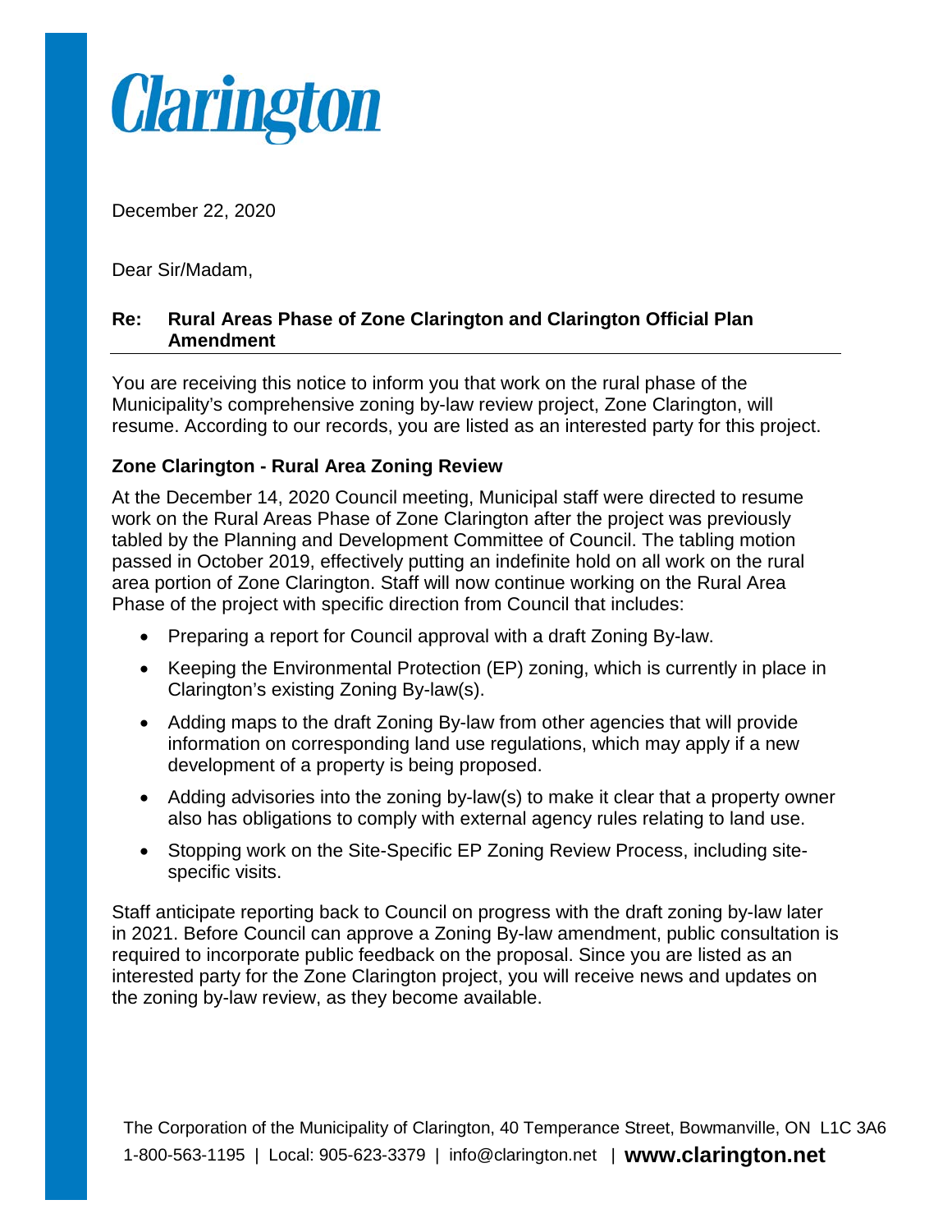Clarington

December 22, 2020

Dear Sir/Madam,

**Re: Rural Areas Phase of Zone Clarington and Clarington Official Plan Amendment**

You are receiving this notice to inform you that work on the rural phase of the Municipality's comprehensive zoning by-law review project, Zone Clarington, will resume. According to our records, you are listed as an interested party for this project.

### Zone Clarington - Rural Area Zoning Review

At the December 14, 2020 Council meeting, Municipal staff were directed to resume work on the Rural Areas Phase of Zone Clarington after the project was previously tabled by the Planning and Development Committee of Council. The tabling motion passed in October 2019, effectively putting an indefinite hold on all work on the rural area portion of Zone Clarington. Staff will now continue working on the Rural Area Phase of the project with specific direction from Council that includes:

- Preparing a report for Council approval with a draft Zoning By-law.
- Keeping the Environmental Protection (EP) zoning, which is currently in place in Clarington's existing Zoning By-law(s).
- Adding maps to the draft Zoning By-law from other agencies that will provide information on corresponding land use regulations, which may apply if a new development of a property is being proposed.
- Adding advisories into the zoning by-law(s) to make it clear that a property owner also has obligations to comply with external agency rules relating to land use.
- Stopping work on the Site-Specific EP Zoning Review Process, including site-specific visits.

Staff anticipate reporting back to Council on progress with the draft zoning by-law later in 2021. Before Council can approve a Zoning By-law amendment, public consultation is required to incorporate public feedback on the proposal. Since you are listed as an interested party for the Zone Clarington project, you will receive news and updates on the zoning by-law review, as they become available.

The Corporation of the Municipality of Clarington, 40 Temperance Street, Bowmanville, ON L1C 3A6
1-800-563-1195 | Local: 905-623-3379 | info@clarington.net | **www.clarington.net**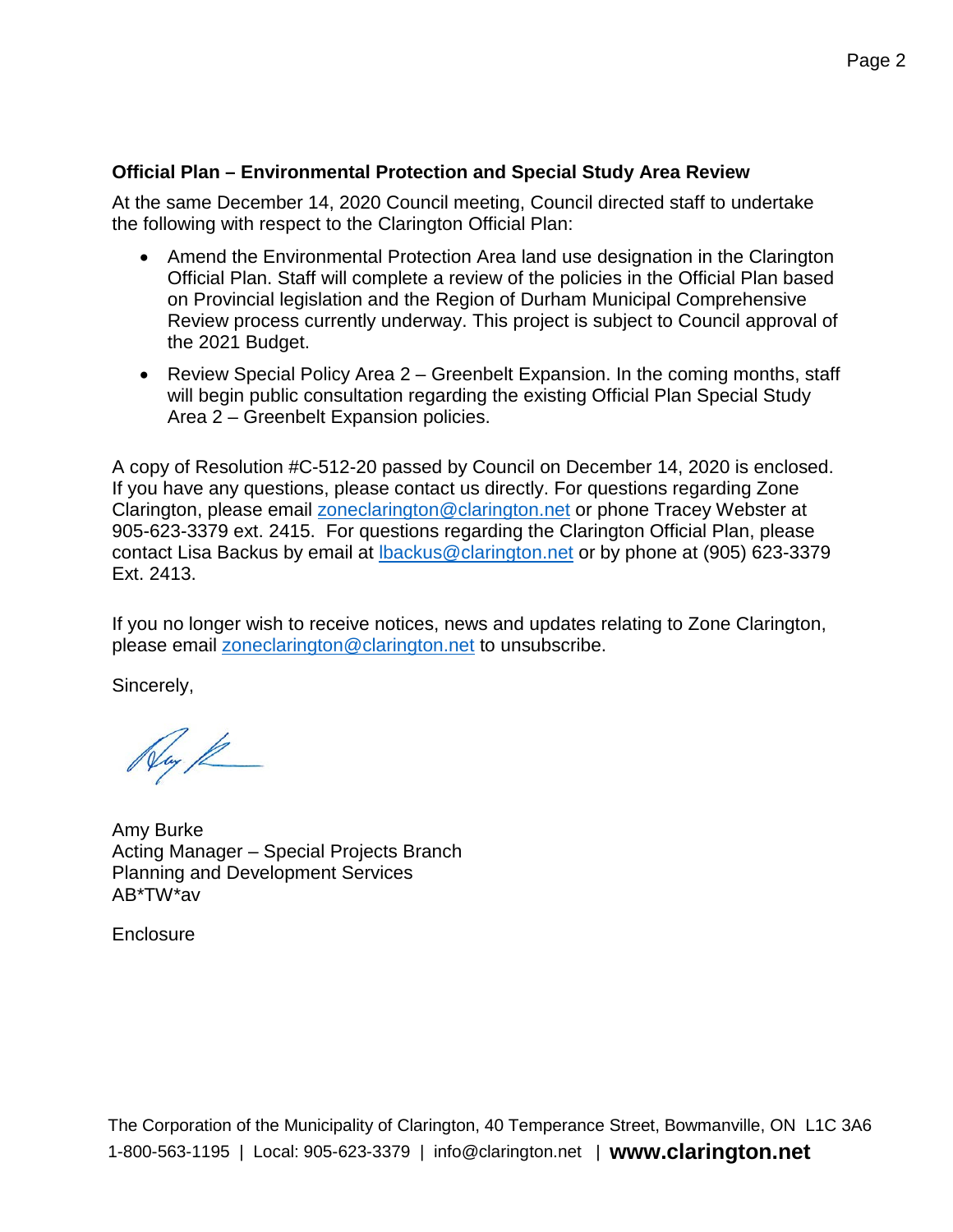**Official Plan – Environmental Protection and Special Study Area Review**

At the same December 14, 2020 Council meeting, Council directed staff to undertake the following with respect to the Clarington Official Plan:

- Amend the Environmental Protection Area land use designation in the Clarington Official Plan. Staff will complete a review of the policies in the Official Plan based on Provincial legislation and the Region of Durham Municipal Comprehensive Review process currently underway. This project is subject to Council approval of the 2021 Budget.
- Review Special Policy Area 2 – Greenbelt Expansion. In the coming months, staff will begin public consultation regarding the existing Official Plan Special Study Area 2 – Greenbelt Expansion policies.

A copy of Resolution #C-512-20 passed by Council on December 14, 2020 is enclosed. If you have any questions, please contact us directly. For questions regarding Zone Clarington, please email zoneclarington@clarington.net or phone Tracey Webster at 905-623-3379 ext. 2415. For questions regarding the Clarington Official Plan, please contact Lisa Backus by email at lbackus@clarington.net or by phone at (905) 623-3379 Ext. 2413.

If you no longer wish to receive notices, news and updates relating to Zone Clarington, please email zoneclarington@clarington.net to unsubscribe.

Sincerely,

Amy Burke
Acting Manager – Special Projects Branch
Planning and Development Services
AB*TW*av

Enclosure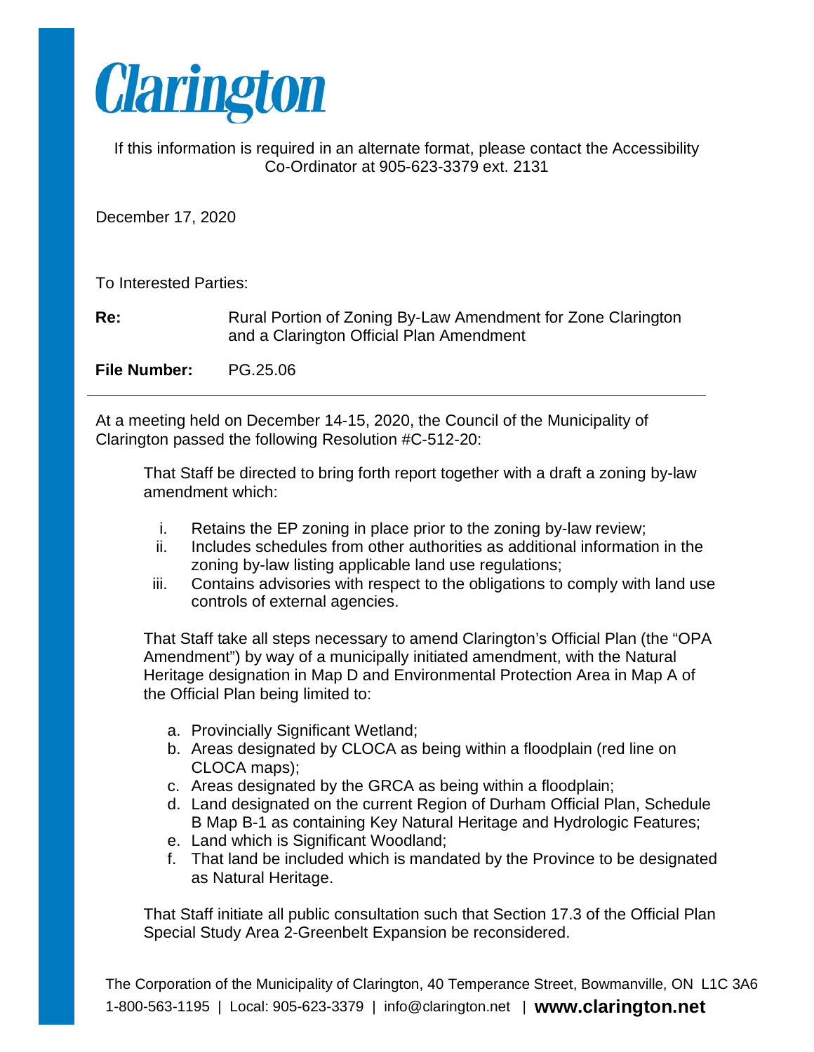Clarington

If this information is required in an alternate format, please contact the Accessibility Co-Ordinator at 905-623-3379 ext. 2131

December 17, 2020

To Interested Parties:

**Re:** Rural Portion of Zoning By-Law Amendment for Zone Clarington and a Clarington Official Plan Amendment

**File Number:** PG.25.06

---

At a meeting held on December 14-15, 2020, the Council of the Municipality of Clarington passed the following Resolution #C-512-20:

> That Staff be directed to bring forth report together with a draft a zoning by-law amendment which:
>
> i. Retains the EP zoning in place prior to the zoning by-law review;
> ii. Includes schedules from other authorities as additional information in the zoning by-law listing applicable land use regulations;
> iii. Contains advisories with respect to the obligations to comply with land use controls of external agencies.
>
> That Staff take all steps necessary to amend Clarington's Official Plan (the "OPA Amendment") by way of a municipally initiated amendment, with the Natural Heritage designation in Map D and Environmental Protection Area in Map A of the Official Plan being limited to:
>
> a. Provincially Significant Wetland;
> b. Areas designated by CLOCA as being within a floodplain (red line on CLOCA maps);
> c. Areas designated by the GRCA as being within a floodplain;
> d. Land designated on the current Region of Durham Official Plan, Schedule B Map B-1 as containing Key Natural Heritage and Hydrologic Features;
> e. Land which is Significant Woodland;
> f. That land be included which is mandated by the Province to be designated as Natural Heritage.
>
> That Staff initiate all public consultation such that Section 17.3 of the Official Plan Special Study Area 2-Greenbelt Expansion be reconsidered.

The Corporation of the Municipality of Clarington, 40 Temperance Street, Bowmanville, ON L1C 3A6
1-800-563-1195 | Local: 905-623-3379 | info@clarington.net | **www.clarington.net**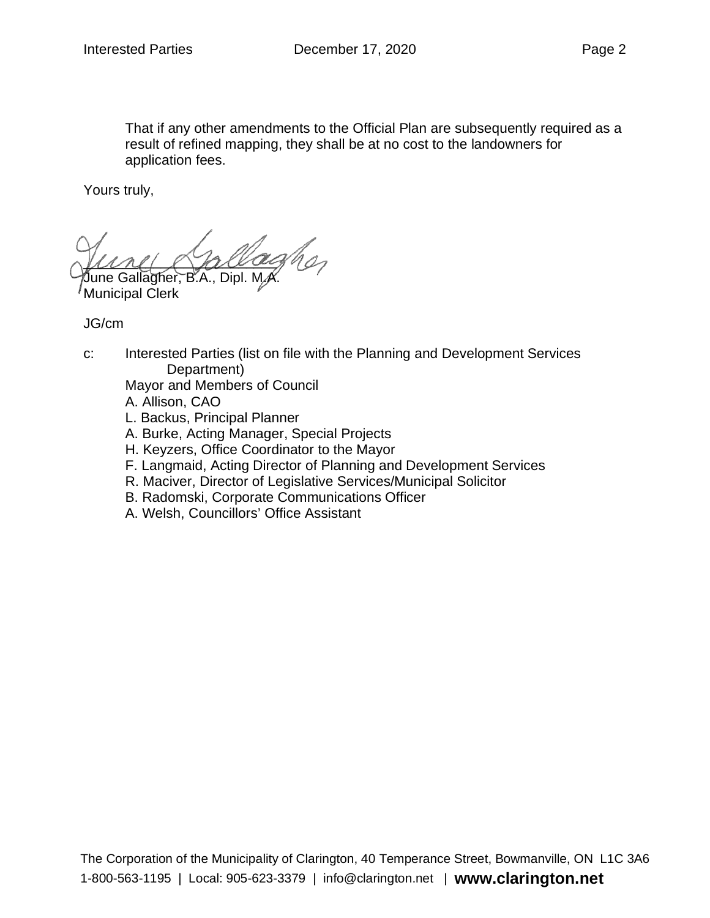That if any other amendments to the Official Plan are subsequently required as a result of refined mapping, they shall be at no cost to the landowners for application fees.

Yours truly,

June Gallagher, B.A., Dipl. M.A.
Municipal Clerk

JG/cm

c: Interested Parties (list on file with the Planning and Development Services Department)
Mayor and Members of Council
A. Allison, CAO
L. Backus, Principal Planner
A. Burke, Acting Manager, Special Projects
H. Keyzers, Office Coordinator to the Mayor
F. Langmaid, Acting Director of Planning and Development Services
R. Maciver, Director of Legislative Services/Municipal Solicitor
B. Radomski, Corporate Communications Officer
A. Welsh, Councillors' Office Assistant